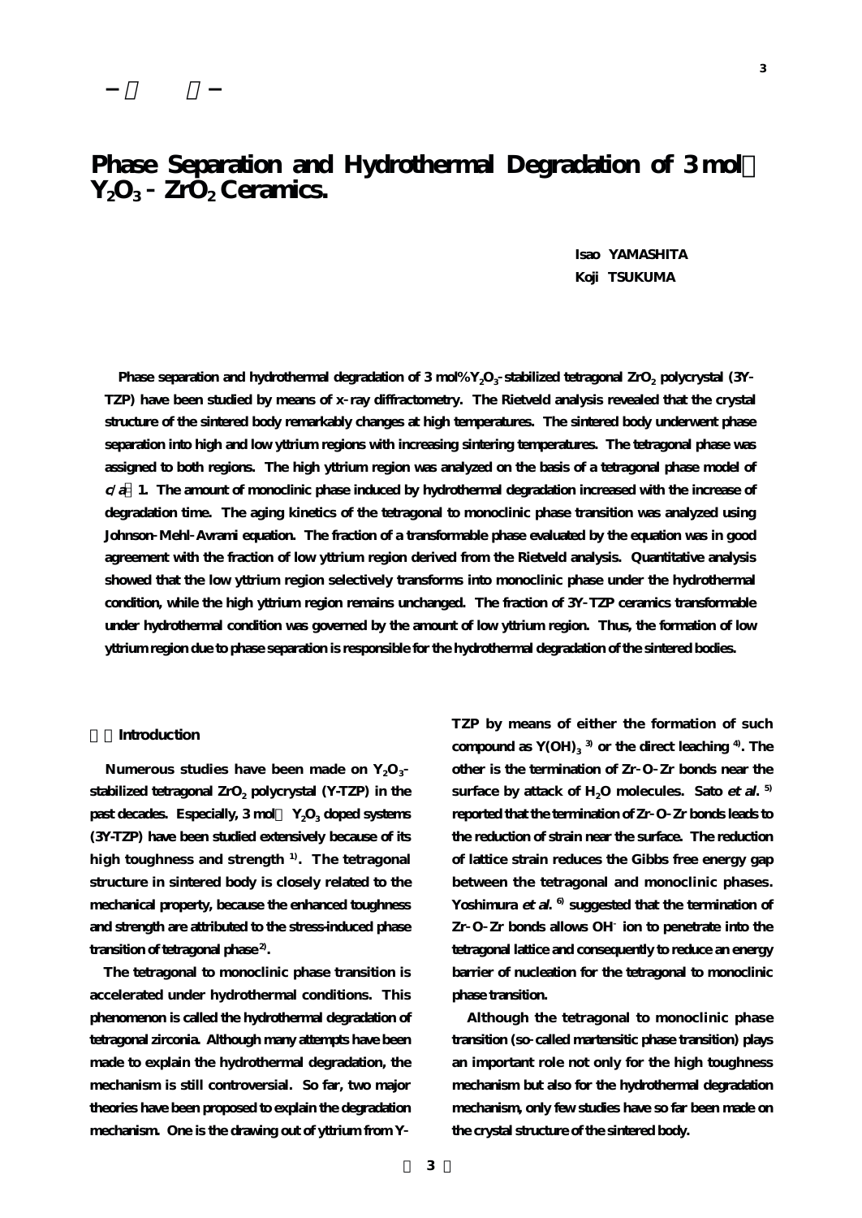# Phase Separation and Hydrothermal Degradation of 3 mol% $Y_2O_3$ - $ZrO_2$ Ceramics.

**Isao YAMASHITA**
**Koji TSUKUMA**

**Phase separation and hydrothermal degradation of 3 mol% $Y_2O_3$-stabilized tetragonal $ZrO_2$ polycrystal (3Y-TZP) have been studied by means of x-ray diffractometry. The Rietveld analysis revealed that the crystal structure of the sintered body remarkably changes at high temperatures. The sintered body underwent phase separation into high and low yttrium regions with increasing sintering temperatures. The tetragonal phase was assigned to both regions. The high yttrium region was analyzed on the basis of a tetragonal phase model of $c/a$ = 1. The amount of monoclinic phase induced by hydrothermal degradation increased with the increase of degradation time. The aging kinetics of the tetragonal to monoclinic phase transition was analyzed using Johnson-Mehl-Avrami equation. The fraction of a transformable phase evaluated by the equation was in good agreement with the fraction of low yttrium region derived from the Rietveld analysis. Quantitative analysis showed that the low yttrium region selectively transforms into monoclinic phase under the hydrothermal condition, while the high yttrium region remains unchanged. The fraction of 3Y-TZP ceramics transformable under hydrothermal condition was governed by the amount of low yttrium region. Thus, the formation of low yttrium region due to phase separation is responsible for the hydrothermal degradation of the sintered bodies.**

## Introduction

Numerous studies have been made on $Y_2O_3$-stabilized tetragonal $ZrO_2$ polycrystal (Y-TZP) in the past decades. Especially, 3 mol% $Y_2O_3$ doped systems (3Y-TZP) have been studied extensively because of its high toughness and strength [1]. The tetragonal structure in sintered body is closely related to the mechanical property, because the enhanced toughness and strength are attributed to the stress-induced phase transition of tetragonal phase [2].

The tetragonal to monoclinic phase transition is accelerated under hydrothermal conditions. This phenomenon is called the hydrothermal degradation of tetragonal zirconia. Although many attempts have been made to explain the hydrothermal degradation, the mechanism is still controversial. So far, two major theories have been proposed to explain the degradation mechanism. One is the drawing out of yttrium from Y-TZP by means of either the formation of such compound as $Y(OH)_3$ [3] or the direct leaching [4]. The other is the termination of Zr-O-Zr bonds near the surface by attack of $H_2O$ molecules. Sato *et al.* [5] reported that the termination of Zr-O-Zr bonds leads to the reduction of strain near the surface. The reduction of lattice strain reduces the Gibbs free energy gap between the tetragonal and monoclinic phases. Yoshimura *et al.* [6] suggested that the termination of Zr-O-Zr bonds allows $OH^-$ ion to penetrate into the tetragonal lattice and consequently to reduce an energy barrier of nucleation for the tetragonal to monoclinic phase transition.

Although the tetragonal to monoclinic phase transition (so-called martensitic phase transition) plays an important role not only for the high toughness mechanism but also for the hydrothermal degradation mechanism, only few studies have so far been made on the crystal structure of the sintered body.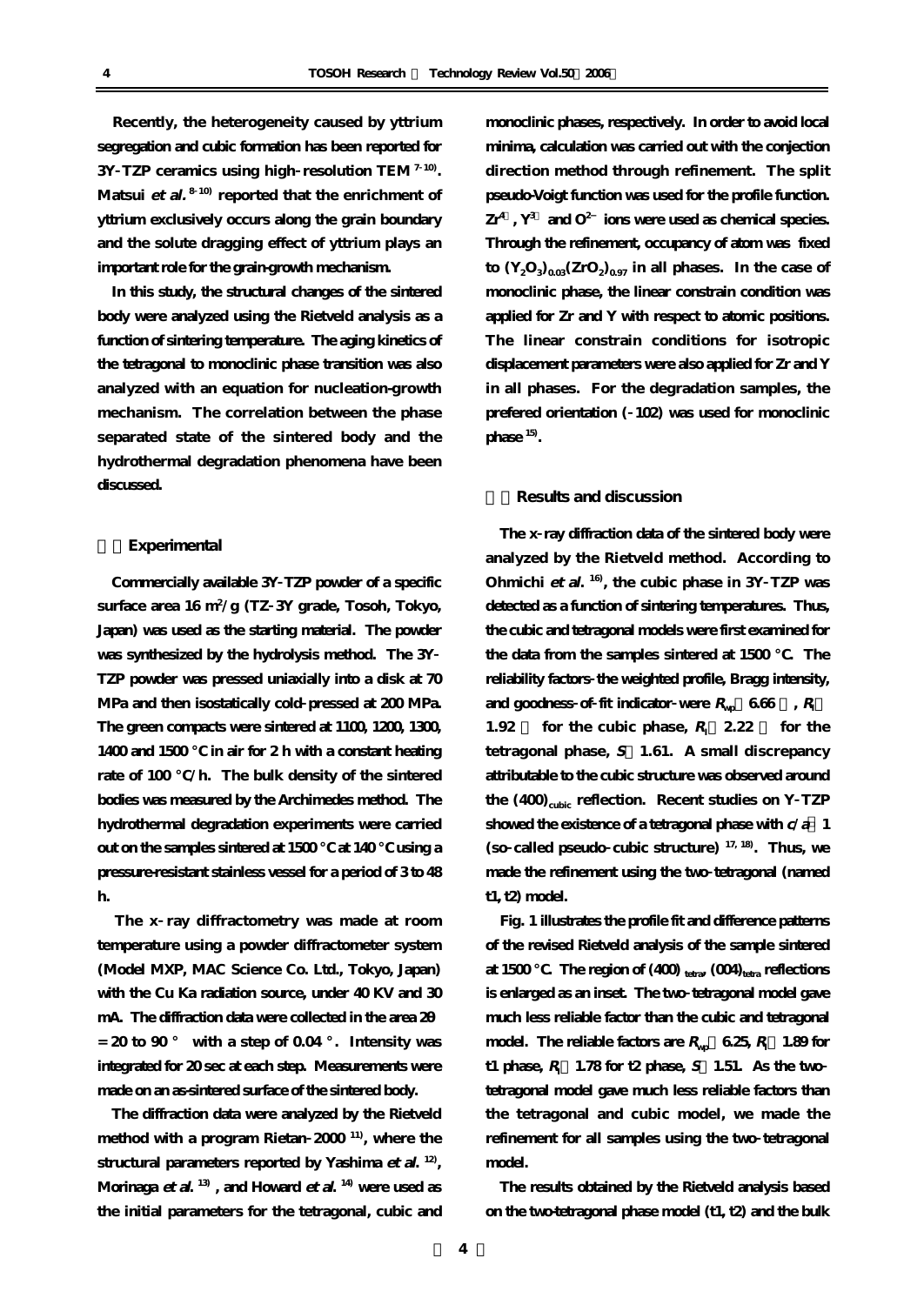Recently, the heterogeneity caused by yttrium segregation and cubic formation has been reported for 3Y-TZP ceramics using high-resolution TEM [7-10]. Matsui *et al.* [8-10] reported that the enrichment of yttrium exclusively occurs along the grain boundary and the solute dragging effect of yttrium plays an important role for the grain-growth mechanism.

In this study, the structural changes of the sintered body were analyzed using the Rietveld analysis as a function of sintering temperature. The aging kinetics of the tetragonal to monoclinic phase transition was also analyzed with an equation for nucleation-growth mechanism. The correlation between the phase separated state of the sintered body and the hydrothermal degradation phenomena have been discussed.

## Experimental

Commercially available 3Y-TZP powder of a specific surface area 16 $m^2$/g (TZ-3Y grade, Tosoh, Tokyo, Japan) was used as the starting material. The powder was synthesized by the hydrolysis method. The 3Y-TZP powder was pressed uniaxially into a disk at 70 MPa and then isostatically cold-pressed at 200 MPa. The green compacts were sintered at 1100, 1200, 1300, 1400 and 1500 °C in air for 2 h with a constant heating rate of 100 °C/h. The bulk density of the sintered bodies was measured by the Archimedes method. The hydrothermal degradation experiments were carried out on the samples sintered at 1500 °C at 140 °C using a pressure-resistant stainless vessel for a period of 3 to 48 h.

The x-ray diffractometry was made at room temperature using a powder diffractometer system (Model MXP, MAC Science Co. Ltd., Tokyo, Japan) with the Cu Ka radiation source, under 40 KV and 30 mA. The diffraction data were collected in the area 2θ = 20 to 90 ° with a step of 0.04 °. Intensity was integrated for 20 sec at each step. Measurements were made on an as-sintered surface of the sintered body.

The diffraction data were analyzed by the Rietveld method with a program Rietan-2000 [11], where the structural parameters reported by Yashima *et al.* [12], Morinaga *et al.* [13], and Howard *et al.* [14] were used as the initial parameters for the tetragonal, cubic and monoclinic phases, respectively. In order to avoid local minima, calculation was carried out with the conjection direction method through refinement. The split pseudo-Voigt function was used for the profile function. $Zr^{4+}$, $Y^{3+}$ and $O^{2-}$ ions were used as chemical species. Through the refinement, occupancy of atom was fixed to $(Y_2O_3)_{0.03}(ZrO_2)_{0.97}$ in all phases. In the case of monoclinic phase, the linear constrain condition was applied for Zr and Y with respect to atomic positions. The linear constrain conditions for isotropic displacement parameters were also applied for Zr and Y in all phases. For the degradation samples, the prefered orientation (-102) was used for monoclinic phase [15].

## Results and discussion

The x-ray diffraction data of the sintered body were analyzed by the Rietveld method. According to Ohmichi *et al.* [16], the cubic phase in 3Y-TZP was detected as a function of sintering temperatures. Thus, the cubic and tetragonal models were first examined for the data from the samples sintered at 1500 °C. The reliability factors-the weighted profile, Bragg intensity, and goodness-of-fit indicator-were $R_{wp}$ = 6.66 %, $R_I$ = 1.92 % for the cubic phase, $R_I$ = 2.22 % for the tetragonal phase, $S$ = 1.61. A small discrepancy attributable to the cubic structure was observed around the $(400)_{cubic}$ reflection. Recent studies on Y-TZP showed the existence of a tetragonal phase with $c/a$ = 1 (so-called pseudo-cubic structure) [17, 18]. Thus, we made the refinement using the two-tetragonal (named t1, t2) model.

Fig. 1 illustrates the profile fit and difference patterns of the revised Rietveld analysis of the sample sintered at 1500 °C. The region of $(400)_{tetra}$, $(004)_{tetra}$ reflections is enlarged as an inset. The two-tetragonal model gave much less reliable factor than the cubic and tetragonal model. The reliable factors are $R_{wp}$ = 6.25, $R_I$ = 1.89 for t1 phase, $R_I$ = 1.78 for t2 phase, $S$ = 1.51. As the two-tetragonal model gave much less reliable factors than the tetragonal and cubic model, we made the refinement for all samples using the two-tetragonal model.

The results obtained by the Rietveld analysis based on the two-tetragonal phase model (t1, t2) and the bulk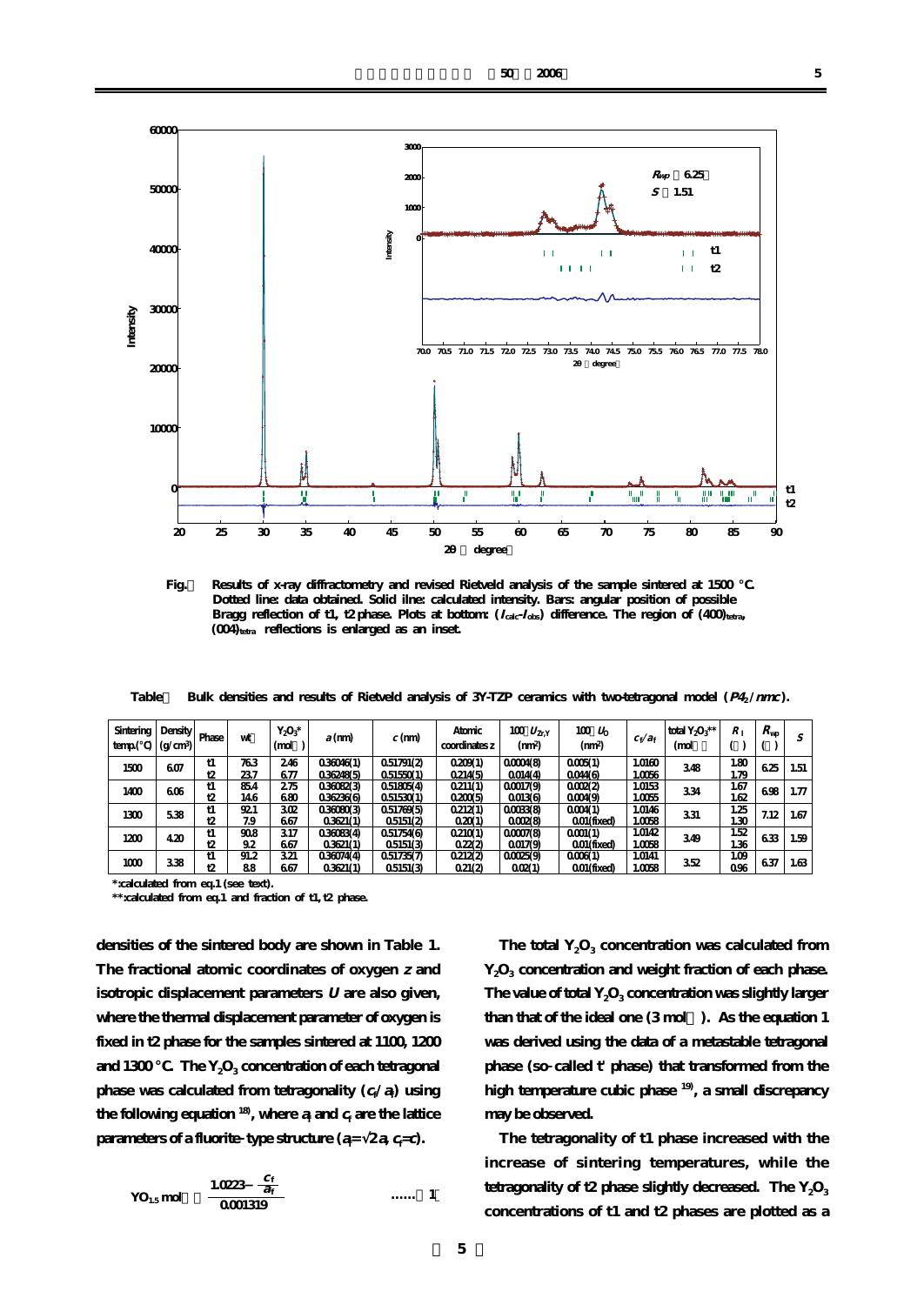Fig. Results of x-ray diffractometry and revised Rietveld analysis of the sample sintered at 1500 °C. Dotted line: data obtained. Solid ilne: calculated intensity. Bars: angular position of possible Bragg reflection of t1, t2 phase. Plots at bottom: ($I_{calc}$-$I_{obs}$) difference. The region of $(400)_{tetra}$, $(004)_{tetra}$ reflections is enlarged as an inset.

Table Bulk densities and results of Rietveld analysis of 3Y-TZP ceramics with two-tetragonal model ($P4_2/nmc$).

| Sintering temp.(°C) | Density (g/cm³) | Phase | wt | $Y_2O_3$* (mol ) | $a$ (nm) | $c$ (nm) | Atomic coordinates z | 100 $U_{Zr,Y}$ (nm²) | 100 $U_O$ (nm²) | $c_f/a_f$ | total $Y_2O_3$** (mol ) | $R_I$ ( ) | $R_{wp}$ ( ) | $S$ |
|---|---|---|---|---|---|---|---|---|---|---|---|---|---|---|
| 1500 | 6.07 | t1<br>t2 | 76.3<br>23.7 | 2.46<br>6.77 | 0.36046(1)<br>0.36248(5) | 0.51791(2)<br>0.51550(1) | 0.209(1)<br>0.214(5) | 0.0004(8)<br>0.014(4) | 0.005(1)<br>0.044(6) | 1.0160<br>1.0056 | 3.48 | 1.80<br>1.79 | 6.25 | 1.51 |
| 1400 | 6.06 | t1<br>t2 | 85.4<br>14.6 | 2.75<br>6.80 | 0.36082(3)<br>0.36236(6) | 0.51805(4)<br>0.51530(1) | 0.211(1)<br>0.200(5) | 0.0017(9)<br>0.013(6) | 0.002(2)<br>0.004(9) | 1.0153<br>1.0055 | 3.34 | 1.67<br>1.62 | 6.98 | 1.77 |
| 1300 | 5.38 | t1<br>t2 | 92.1<br>7.9 | 3.02<br>6.67 | 0.36080(3)<br>0.3621(1) | 0.51769(5)<br>0.5151(2) | 0.212(1)<br>0.20(1) | 0.0033(8)<br>0.002(8) | 0.004(1)<br>0.01(fixed) | 1.0146<br>1.0058 | 3.31 | 1.25<br>1.30 | 7.12 | 1.67 |
| 1200 | 4.20 | t1<br>t2 | 90.8<br>9.2 | 3.17<br>6.67 | 0.36083(4)<br>0.3621(1) | 0.51754(6)<br>0.5151(3) | 0.210(1)<br>0.22(2) | 0.0007(8)<br>0.017(9) | 0.001(1)<br>0.01(fixed) | 1.0142<br>1.0058 | 3.49 | 1.52<br>1.36 | 6.33 | 1.59 |
| 1000 | 3.38 | t1<br>t2 | 91.2<br>8.8 | 3.21<br>6.67 | 0.36074(4)<br>0.3621(1) | 0.51735(7)<br>0.5151(3) | 0.212(2)<br>0.21(2) | 0.0025(9)<br>0.02(1) | 0.006(1)<br>0.01(fixed) | 1.0141<br>1.0058 | 3.52 | 1.09<br>0.96 | 6.37 | 1.63 |

*:calculated from eq.1 (see text).
**:calculated from eq.1 and fraction of t1, t2 phase.

densities of the sintered body are shown in Table 1. The fractional atomic coordinates of oxygen $z$ and isotropic displacement parameters $U$ are also given, where the thermal displacement parameter of oxygen is fixed in t2 phase for the samples sintered at 1100, 1200 and 1300 °C. The $Y_2O_3$ concentration of each tetragonal phase was calculated from tetragonality ($c_f/a_f$) using the following equation [18], where $a_f$ and $c_f$ are the lattice parameters of a fluorite-type structure ($a_f=\sqrt{2}a$, $c_f=c$).

$$YO_{1.5}\ \text{mol} = \frac{1.0223 - \frac{c_f}{a_f}}{0.001319} \quad \text{......} \quad (1)$$

The total $Y_2O_3$ concentration was calculated from $Y_2O_3$ concentration and weight fraction of each phase. The value of total $Y_2O_3$ concentration was slightly larger than that of the ideal one (3 mol ). As the equation 1 was derived using the data of a metastable tetragonal phase (so-called t' phase) that transformed from the high temperature cubic phase [19], a small discrepancy may be observed.

The tetragonality of t1 phase increased with the increase of sintering temperatures, while the tetragonality of t2 phase slightly decreased. The $Y_2O_3$ concentrations of t1 and t2 phases are plotted as a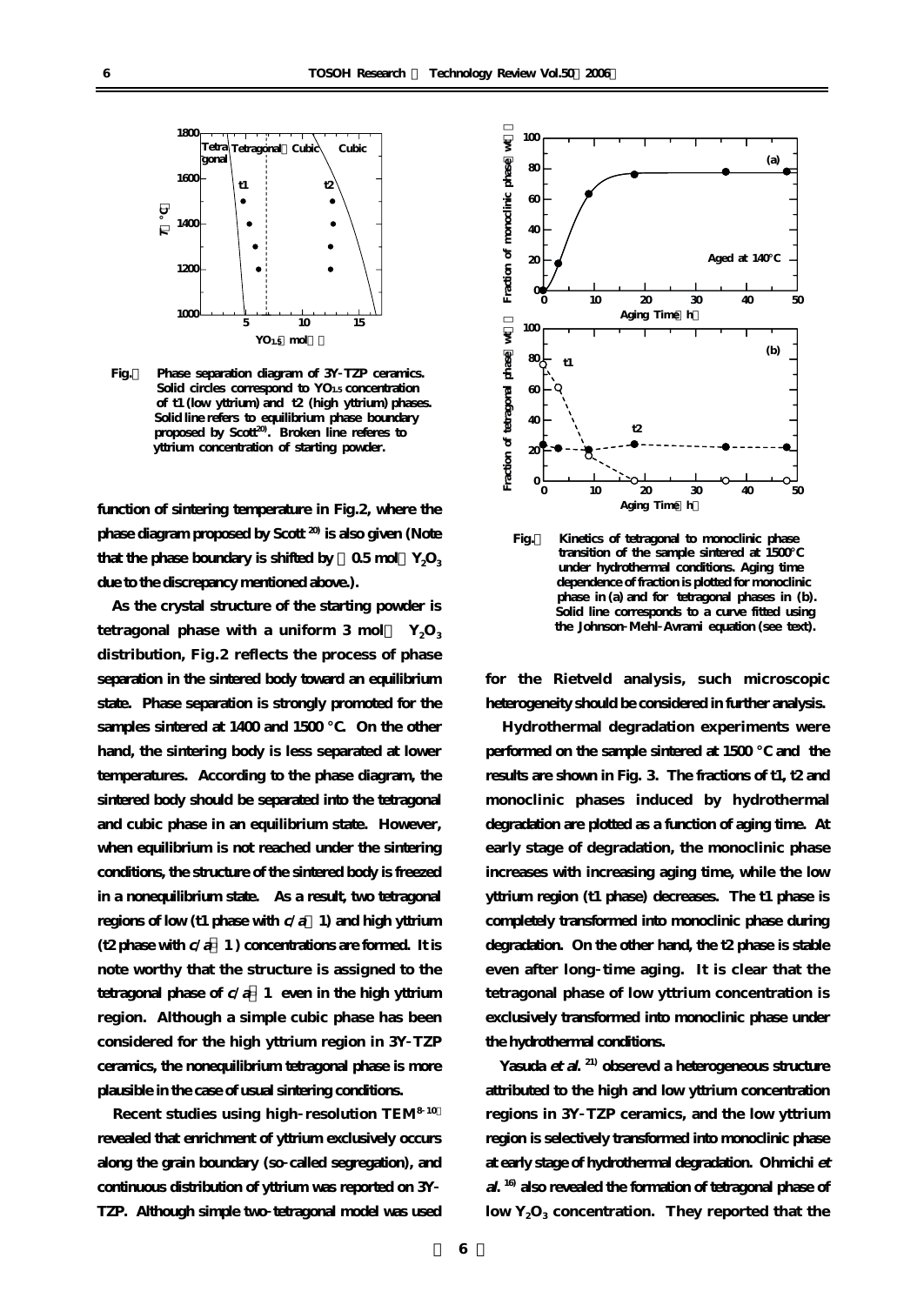Fig.2 Phase separation diagram of 3Y-TZP ceramics. Solid circles correspond to $YO_{1.5}$ concentration of t1 (low yttrium) and t2 (high yttrium) phases. Solid line refers to equilibrium phase boundary proposed by Scott[20]. Broken line referes to yttrium concentration of starting powder.

function of sintering temperature in Fig.2, where the phase diagram proposed by Scott [20] is also given (Note that the phase boundary is shifted by 0.5 mol% $Y_2O_3$ due to the discrepancy mentioned above.).

As the crystal structure of the starting powder is tetragonal phase with a uniform 3 mol% $Y_2O_3$ distribution, Fig.2 reflects the process of phase separation in the sintered body toward an equilibrium state. Phase separation is strongly promoted for the samples sintered at 1400 and 1500 °C. On the other hand, the sintering body is less separated at lower temperatures. According to the phase diagram, the sintered body should be separated into the tetragonal and cubic phase in an equilibrium state. However, when equilibrium is not reached under the sintering conditions, the structure of the sintered body is freezed in a nonequilibrium state. As a result, two tetragonal regions of low (t1 phase with $c/a > 1$) and high yttrium (t2 phase with $c/a > 1$) concentrations are formed. It is note worthy that the structure is assigned to the tetragonal phase of $c/a > 1$ even in the high yttrium region. Although a simple cubic phase has been considered for the high yttrium region in 3Y-TZP ceramics, the nonequilibrium tetragonal phase is more plausible in the case of usual sintering conditions.

Recent studies using high-resolution TEM[8-10] revealed that enrichment of yttrium exclusively occurs along the grain boundary (so-called segregation), and continuous distribution of yttrium was reported on 3Y-TZP. Although simple two-tetragonal model was used for the Rietveld analysis, such microscopic heterogeneity should be considered in further analysis.

Fig.3 Kinetics of tetragonal to monoclinic phase transition of the sample sintered at 1500°C under hydrothermal conditions. Aging time dependence of fraction is plotted for monoclinic phase in (a) and for tetragonal phases in (b). Solid line corresponds to a curve fitted using the Johnson-Mehl-Avrami equation (see text).

Hydrothermal degradation experiments were performed on the sample sintered at 1500 °C and the results are shown in Fig. 3. The fractions of t1, t2 and monoclinic phases induced by hydrothermal degradation are plotted as a function of aging time. At early stage of degradation, the monoclinic phase increases with increasing aging time, while the low yttrium region (t1 phase) decreases. The t1 phase is completely transformed into monoclinic phase during degradation. On the other hand, the t2 phase is stable even after long-time aging. It is clear that the tetragonal phase of low yttrium concentration is exclusively transformed into monoclinic phase under the hydrothermal conditions.

Yasuda *et al.* [21] observevd a heterogeneous structure attributed to the high and low yttrium concentration regions in 3Y-TZP ceramics, and the low yttrium region is selectively transformed into monoclinic phase at early stage of hydrothermal degradation. Ohmichi *et al.* [16] also revealed the formation of tetragonal phase of low $Y_2O_3$ concentration. They reported that the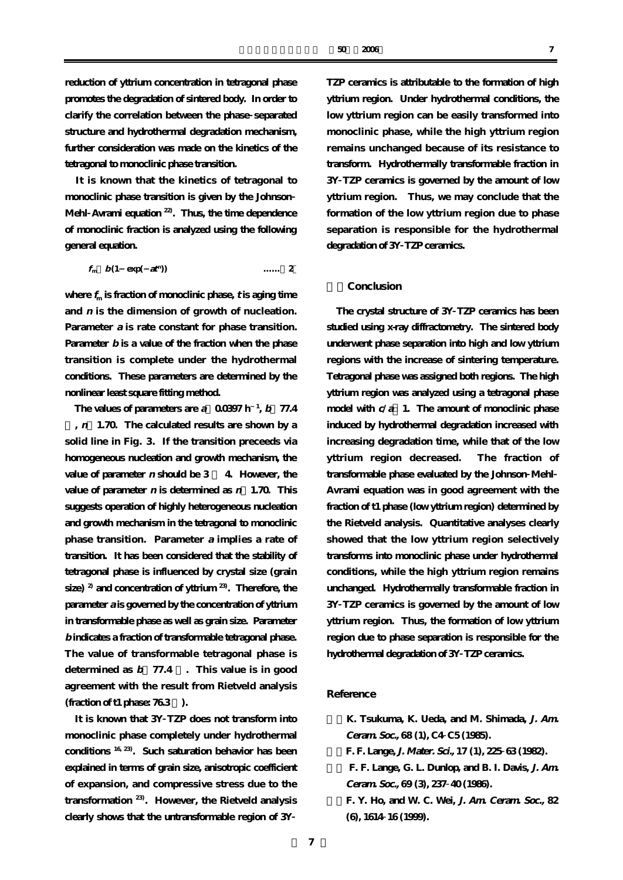reduction of yttrium concentration in tetragonal phase promotes the degradation of sintered body. In order to clarify the correlation between the phase-separated structure and hydrothermal degradation mechanism, further consideration was made on the kinetics of the tetragonal to monoclinic phase transition.

It is known that the kinetics of tetragonal to monoclinic phase transition is given by the Johnson-Mehl-Avrami equation [22]. Thus, the time dependence of monoclinic fraction is analyzed using the following general equation.

$$f_m = b(1 - \exp(-at^n)) \quad \cdots\cdots (2)$$

where $f_m$ is fraction of monoclinic phase, $t$ is aging time and $n$ is the dimension of growth of nucleation. Parameter $a$ is rate constant for phase transition. Parameter $b$ is a value of the fraction when the phase transition is complete under the hydrothermal conditions. These parameters are determined by the nonlinear least square fitting method.

The values of parameters are $a = 0.0397\ h^{-1}$, $b = 77.4$ %, $n = 1.70$. The calculated results are shown by a solid line in Fig. 3. If the transition preceeds via homogeneous nucleation and growth mechanism, the value of parameter $n$ should be 3 – 4. However, the value of parameter $n$ is determined as $n = 1.70$. This suggests operation of highly heterogeneous nucleation and growth mechanism in the tetragonal to monoclinic phase transition. Parameter $a$ implies a rate of transition. It has been considered that the stability of tetragonal phase is influenced by crystal size (grain size) [2] and concentration of yttrium [23]. Therefore, the parameter $a$ is governed by the concentration of yttrium in transformable phase as well as grain size. Parameter $b$ indicates a fraction of transformable tetragonal phase. The value of transformable tetragonal phase is determined as $b = 77.4$ %. This value is in good agreement with the result from Rietveld analysis (fraction of t1 phase: 76.3 %).

It is known that 3Y-TZP does not transform into monoclinic phase completely under hydrothermal conditions [16, 23]. Such saturation behavior has been explained in terms of grain size, anisotropic coefficient of expansion, and compressive stress due to the transformation [23]. However, the Rietveld analysis clearly shows that the untransformable region of 3Y-TZP ceramics is attributable to the formation of high yttrium region. Under hydrothermal conditions, the low yttrium region can be easily transformed into monoclinic phase, while the high yttrium region remains unchanged because of its resistance to transform. Hydrothermally transformable fraction in 3Y-TZP ceramics is governed by the amount of low yttrium region. Thus, we may conclude that the formation of the low yttrium region due to phase separation is responsible for the hydrothermal degradation of 3Y-TZP ceramics.

## 4. Conclusion

The crystal structure of 3Y-TZP ceramics has been studied using x-ray diffractometry. The sintered body underwent phase separation into high and low yttrium regions with the increase of sintering temperature. Tetragonal phase was assigned both regions. The high yttrium region was analyzed using a tetragonal phase model with $c/a = 1$. The amount of monoclinic phase induced by hydrothermal degradation increased with increasing degradation time, while that of the low yttrium region decreased. The fraction of transformable phase evaluated by the Johnson-Mehl-Avrami equation was in good agreement with the fraction of t1 phase (low yttrium region) determined by the Rietveld analysis. Quantitative analyses clearly showed that the low yttrium region selectively transforms into monoclinic phase under hydrothermal conditions, while the high yttrium region remains unchanged. Hydrothermally transformable fraction in 3Y-TZP ceramics is governed by the amount of low yttrium region. Thus, the formation of low yttrium region due to phase separation is responsible for the hydrothermal degradation of 3Y-TZP ceramics.

## Reference

1) K. Tsukuma, K. Ueda, and M. Shimada, *J. Am. Ceram. Soc.*, 68 (1), C4-C5 (1985).
2) F. F. Lange, *J. Mater. Sci.*, 17 (1), 225-63 (1982).
3) F. F. Lange, G. L. Dunlop, and B. I. Davis, *J. Am. Ceram. Soc.*, 69 (3), 237-40 (1986).
4) F. Y. Ho, and W. C. Wei, *J. Am. Ceram. Soc.*, 82 (6), 1614-16 (1999).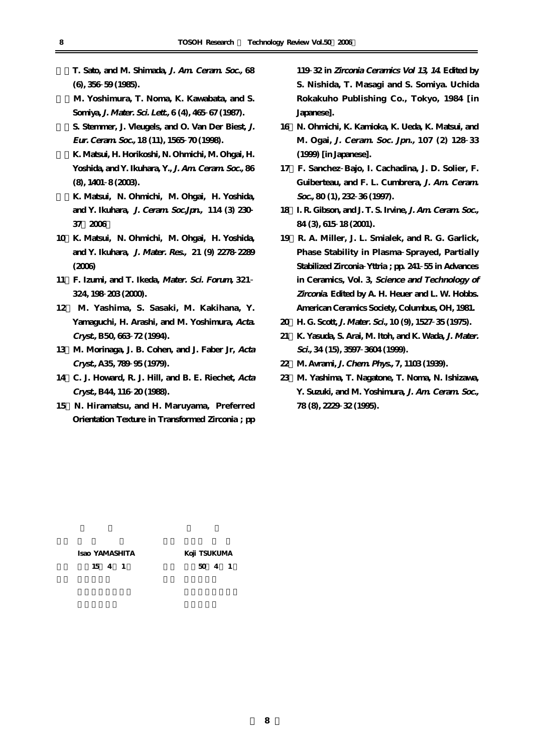T. Sato, and M. Shimada, *J. Am. Ceram. Soc.*, 68 (6), 356-59 (1985).

M. Yoshimura, T. Noma, K. Kawabata, and S. Somiya, *J. Mater. Sci. Lett.*, 6 (4), 465-67 (1987).

S. Stemmer, J. Vleugels, and O. Van Der Biest, *J. Eur. Ceram. Soc.*, 18 (11), 1565-70 (1998).

K. Matsui, H. Horikoshi, N. Ohmichi, M. Ohgai, H. Yoshida, and Y. Ikuhara, Y., *J. Am. Ceram. Soc.*, 86 (8), 1401-8 (2003).

K. Matsui, N. Ohmichi, M. Ohgai, H. Yoshida, and Y. Ikuhara, *J. Ceram. Soc. Jpn.*, 114 (3) 230-37 2006

10 K. Matsui, N. Ohmichi, M. Ohgai, H. Yoshida, and Y. Ikuhara, *J. Mater. Res.*, 21 (9) 2278-2289 (2006)

11 F. Izumi, and T. Ikeda, *Mater. Sci. Forum*, 321-324, 198-203 (2000).

12 M. Yashima, S. Sasaki, M. Kakihana, Y. Yamaguchi, H. Arashi, and M. Yoshimura, *Acta. Cryst.*, B50, 663-72 (1994).

13 M. Morinaga, J. B. Cohen, and J. Faber Jr, *Acta Cryst.*, A35, 789-95 (1979).

14 C. J. Howard, R. J. Hill, and B. E. Riechet, *Acta Cryst.*, B44, 116-20 (1988).

15 N. Hiramatsu, and H. Maruyama, Preferred Orientation Texture in Transformed Zirconia ; pp 119-32 in *Zirconia Ceramics Vol 13, 14*. Edited by S. Nishida, T. Masagi and S. Somiya. Uchida Rokakuho Publishing Co., Tokyo, 1984 [in Japanese].

16 N. Ohmichi, K. Kamioka, K. Ueda, K. Matsui, and M. Ogai, *J. Ceram. Soc. Jpn.*, 107 (2) 128-33 (1999) [in Japanese].

17 F. Sanchez-Bajo, I. Cachadina, J. D. Solier, F. Guiberteau, and F. L. Cumbrera, *J. Am. Ceram. Soc.*, 80 (1), 232-36 (1997).

18 I. R. Gibson, and J. T. S. Irvine, *J. Am. Ceram. Soc.*, 84 (3), 615-18 (2001).

19 R. A. Miller, J. L. Smialek, and R. G. Garlick, Phase Stability in Plasma-Sprayed, Partially Stabilized Zirconia-Yttria ; pp. 241-55 in Advances in Ceramics, Vol. 3, *Science and Technology of Zirconia*. Edited by A. H. Heuer and L. W. Hobbs. American Ceramics Society, Columbus, OH, 1981.

20 H. G. Scott, *J. Mater. Sci.*, 10 (9), 1527-35 (1975).

21 K. Yasuda, S. Arai, M. Itoh, and K. Wada, *J. Mater. Sci.*, 34 (15), 3597-3604 (1999).

22 M. Avrami, *J. Chem. Phys.*, 7, 1103 (1939).

23 M. Yashima, T. Nagatone, T. Noma, N. Ishizawa, Y. Suzuki, and M. Yoshimura, *J. Am. Ceram. Soc.*, 78 (8), 2229-32 (1995).

Isao YAMASHITA

15 4 1

Koji TSUKUMA

50 4 1